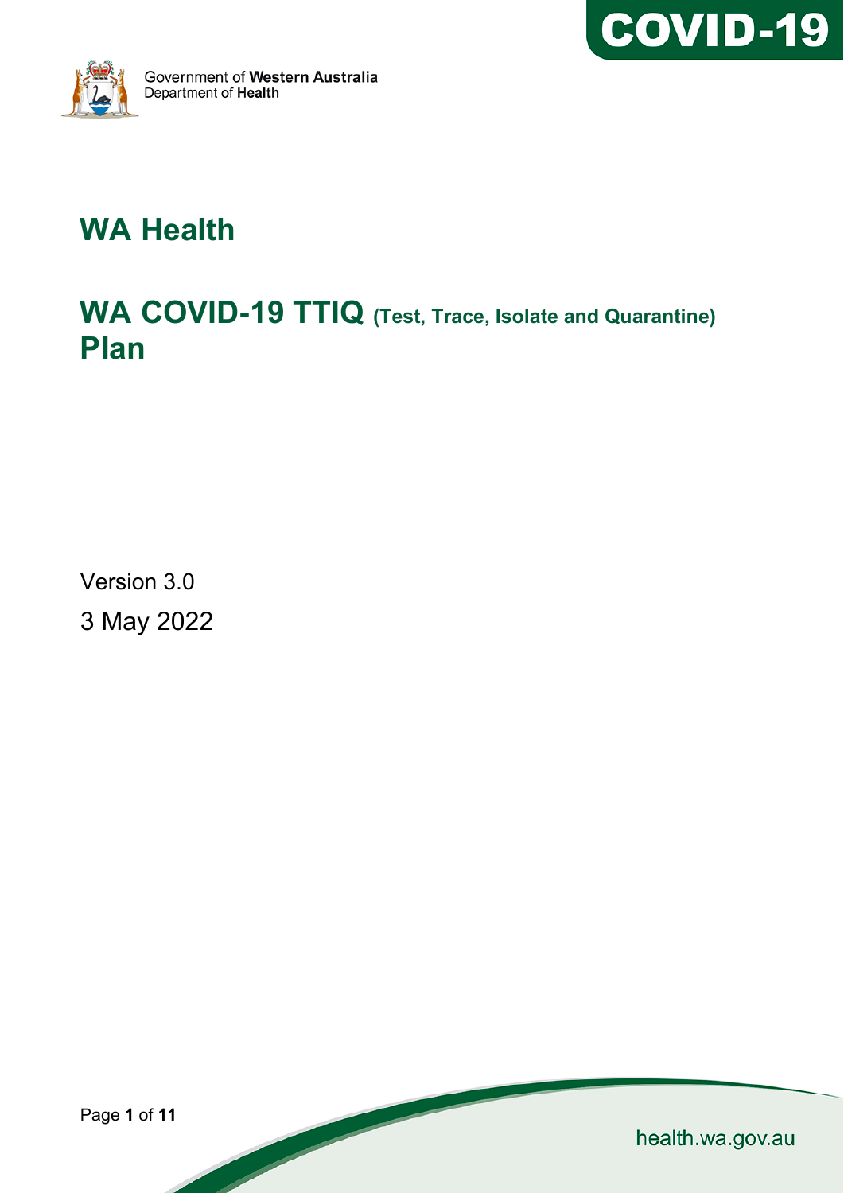Government of **Western Australia**
Department of **Health**

COVID-19

# WA Health

# WA COVID-19 TTIQ (Test, Trace, Isolate and Quarantine) Plan

Version 3.0

3 May 2022

health.wa.gov.au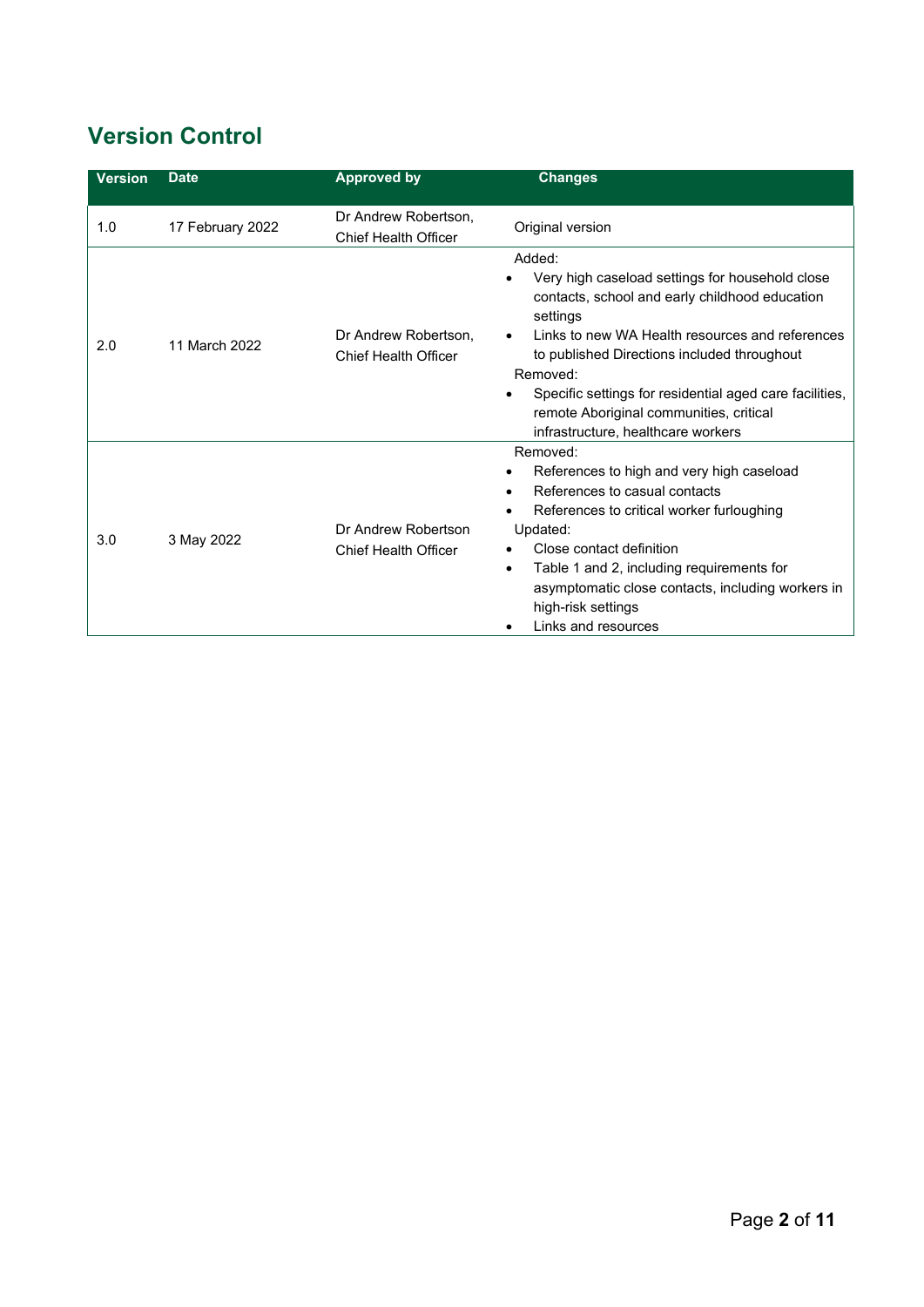## Version Control

| Version | Date | Approved by | Changes |
|---|---|---|---|
| 1.0 | 17 February 2022 | Dr Andrew Robertson, Chief Health Officer | Original version |
| 2.0 | 11 March 2022 | Dr Andrew Robertson, Chief Health Officer | Added:<br>• Very high caseload settings for household close contacts, school and early childhood education settings<br>• Links to new WA Health resources and references to published Directions included throughout<br>Removed:<br>• Specific settings for residential aged care facilities, remote Aboriginal communities, critical infrastructure, healthcare workers |
| 3.0 | 3 May 2022 | Dr Andrew Robertson Chief Health Officer | Removed:<br>• References to high and very high caseload<br>• References to casual contacts<br>• References to critical worker furloughing<br>Updated:<br>• Close contact definition<br>• Table 1 and 2, including requirements for asymptomatic close contacts, including workers in high-risk settings<br>• Links and resources |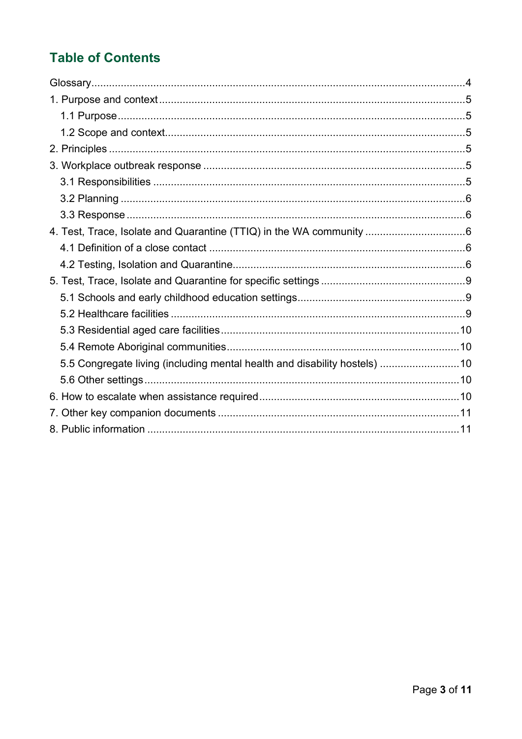## Table of Contents

Glossary....................................................................................................................4

1. Purpose and context.............................................................................................5
   - 1.1 Purpose.........................................................................................................5
   - 1.2 Scope and context..........................................................................................5
2. Principles ............................................................................................................5
3. Workplace outbreak response ...............................................................................5
   - 3.1 Responsibilities .............................................................................................5
   - 3.2 Planning .......................................................................................................6
   - 3.3 Response ......................................................................................................6
4. Test, Trace, Isolate and Quarantine (TTIQ) in the WA community ...........................6
   - 4.1 Definition of a close contact ..........................................................................6
   - 4.2 Testing, Isolation and Quarantine...................................................................6
5. Test, Trace, Isolate and Quarantine for specific settings ..........................................9
   - 5.1 Schools and early childhood education settings...............................................9
   - 5.2 Healthcare facilities .......................................................................................9
   - 5.3 Residential aged care facilities.....................................................................10
   - 5.4 Remote Aboriginal communities...................................................................10
   - 5.5 Congregate living (including mental health and disability hostels) ....................10
   - 5.6 Other settings..............................................................................................10
6. How to escalate when assistance required...........................................................10
7. Other key companion documents .......................................................................11
8. Public information ..............................................................................................11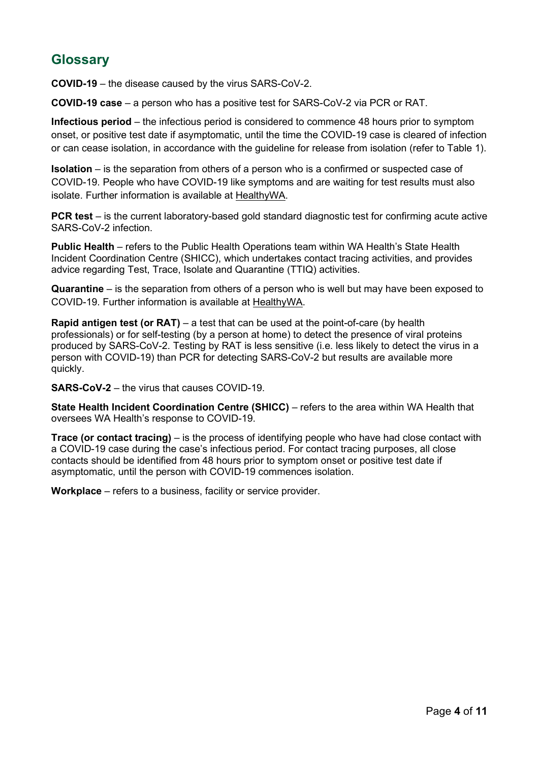## Glossary

**COVID-19** – the disease caused by the virus SARS-CoV-2.

**COVID-19 case** – a person who has a positive test for SARS-CoV-2 via PCR or RAT.

**Infectious period** – the infectious period is considered to commence 48 hours prior to symptom onset, or positive test date if asymptomatic, until the time the COVID-19 case is cleared of infection or can cease isolation, in accordance with the guideline for release from isolation (refer to Table 1).

**Isolation** – is the separation from others of a person who is a confirmed or suspected case of COVID-19. People who have COVID-19 like symptoms and are waiting for test results must also isolate. Further information is available at HealthyWA.

**PCR test** – is the current laboratory-based gold standard diagnostic test for confirming acute active SARS-CoV-2 infection.

**Public Health** – refers to the Public Health Operations team within WA Health's State Health Incident Coordination Centre (SHICC), which undertakes contact tracing activities, and provides advice regarding Test, Trace, Isolate and Quarantine (TTIQ) activities.

**Quarantine** – is the separation from others of a person who is well but may have been exposed to COVID-19. Further information is available at HealthyWA.

**Rapid antigen test (or RAT)** – a test that can be used at the point-of-care (by health professionals) or for self-testing (by a person at home) to detect the presence of viral proteins produced by SARS-CoV-2. Testing by RAT is less sensitive (i.e. less likely to detect the virus in a person with COVID-19) than PCR for detecting SARS-CoV-2 but results are available more quickly.

**SARS-CoV-2** – the virus that causes COVID-19.

**State Health Incident Coordination Centre (SHICC)** – refers to the area within WA Health that oversees WA Health's response to COVID-19.

**Trace (or contact tracing)** – is the process of identifying people who have had close contact with a COVID-19 case during the case's infectious period. For contact tracing purposes, all close contacts should be identified from 48 hours prior to symptom onset or positive test date if asymptomatic, until the person with COVID-19 commences isolation.

**Workplace** – refers to a business, facility or service provider.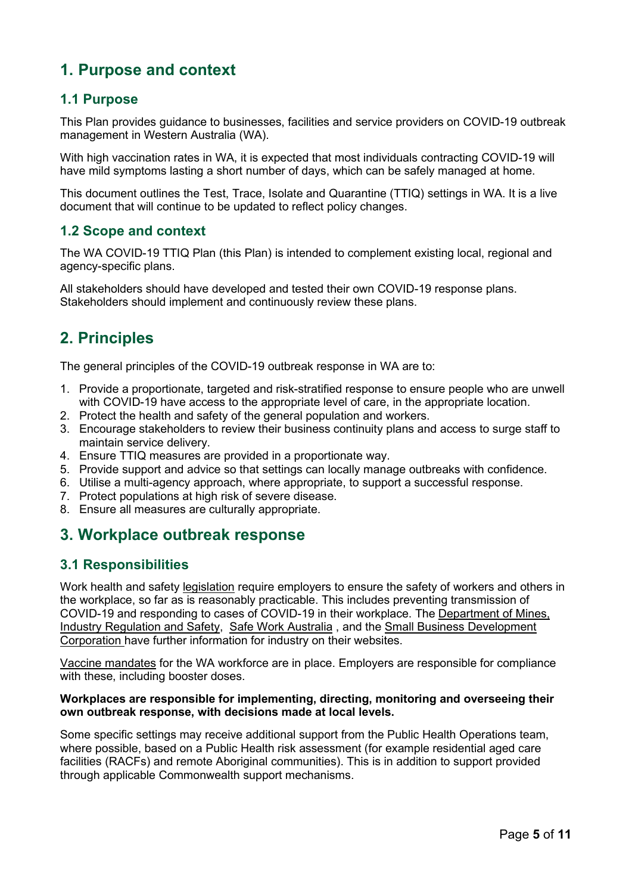## 1. Purpose and context

### 1.1 Purpose

This Plan provides guidance to businesses, facilities and service providers on COVID-19 outbreak management in Western Australia (WA).

With high vaccination rates in WA, it is expected that most individuals contracting COVID-19 will have mild symptoms lasting a short number of days, which can be safely managed at home.

This document outlines the Test, Trace, Isolate and Quarantine (TTIQ) settings in WA. It is a live document that will continue to be updated to reflect policy changes.

### 1.2 Scope and context

The WA COVID-19 TTIQ Plan (this Plan) is intended to complement existing local, regional and agency-specific plans.

All stakeholders should have developed and tested their own COVID-19 response plans. Stakeholders should implement and continuously review these plans.

## 2. Principles

The general principles of the COVID-19 outbreak response in WA are to:

1. Provide a proportionate, targeted and risk-stratified response to ensure people who are unwell with COVID-19 have access to the appropriate level of care, in the appropriate location.
2. Protect the health and safety of the general population and workers.
3. Encourage stakeholders to review their business continuity plans and access to surge staff to maintain service delivery.
4. Ensure TTIQ measures are provided in a proportionate way.
5. Provide support and advice so that settings can locally manage outbreaks with confidence.
6. Utilise a multi-agency approach, where appropriate, to support a successful response.
7. Protect populations at high risk of severe disease.
8. Ensure all measures are culturally appropriate.

## 3. Workplace outbreak response

### 3.1 Responsibilities

Work health and safety legislation require employers to ensure the safety of workers and others in the workplace, so far as is reasonably practicable. This includes preventing transmission of COVID-19 and responding to cases of COVID-19 in their workplace. The Department of Mines, Industry Regulation and Safety, Safe Work Australia , and the Small Business Development Corporation have further information for industry on their websites.

Vaccine mandates for the WA workforce are in place. Employers are responsible for compliance with these, including booster doses.

**Workplaces are responsible for implementing, directing, monitoring and overseeing their own outbreak response, with decisions made at local levels.**

Some specific settings may receive additional support from the Public Health Operations team, where possible, based on a Public Health risk assessment (for example residential aged care facilities (RACFs) and remote Aboriginal communities). This is in addition to support provided through applicable Commonwealth support mechanisms.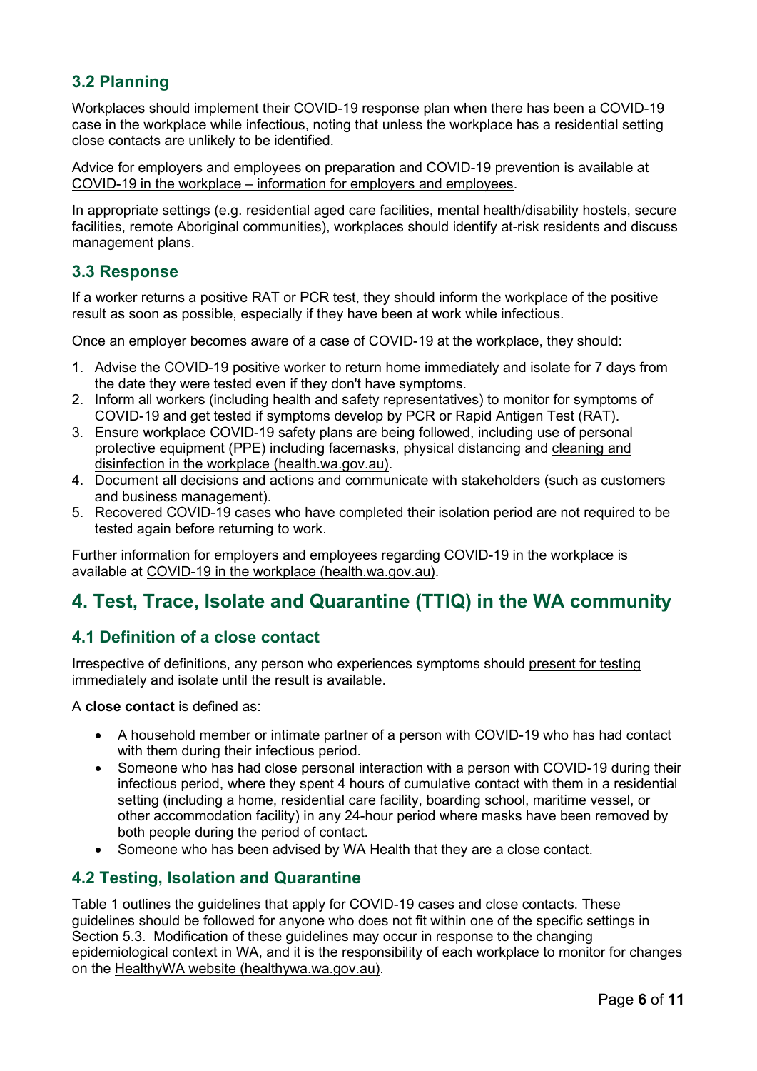### 3.2 Planning

Workplaces should implement their COVID-19 response plan when there has been a COVID-19 case in the workplace while infectious, noting that unless the workplace has a residential setting close contacts are unlikely to be identified.

Advice for employers and employees on preparation and COVID-19 prevention is available at COVID-19 in the workplace – information for employers and employees.

In appropriate settings (e.g. residential aged care facilities, mental health/disability hostels, secure facilities, remote Aboriginal communities), workplaces should identify at-risk residents and discuss management plans.

### 3.3 Response

If a worker returns a positive RAT or PCR test, they should inform the workplace of the positive result as soon as possible, especially if they have been at work while infectious.

Once an employer becomes aware of a case of COVID-19 at the workplace, they should:

1. Advise the COVID-19 positive worker to return home immediately and isolate for 7 days from the date they were tested even if they don't have symptoms.
2. Inform all workers (including health and safety representatives) to monitor for symptoms of COVID-19 and get tested if symptoms develop by PCR or Rapid Antigen Test (RAT).
3. Ensure workplace COVID-19 safety plans are being followed, including use of personal protective equipment (PPE) including facemasks, physical distancing and cleaning and disinfection in the workplace (health.wa.gov.au).
4. Document all decisions and actions and communicate with stakeholders (such as customers and business management).
5. Recovered COVID-19 cases who have completed their isolation period are not required to be tested again before returning to work.

Further information for employers and employees regarding COVID-19 in the workplace is available at COVID-19 in the workplace (health.wa.gov.au).

## 4. Test, Trace, Isolate and Quarantine (TTIQ) in the WA community

### 4.1 Definition of a close contact

Irrespective of definitions, any person who experiences symptoms should present for testing immediately and isolate until the result is available.

A **close contact** is defined as:

- A household member or intimate partner of a person with COVID-19 who has had contact with them during their infectious period.
- Someone who has had close personal interaction with a person with COVID-19 during their infectious period, where they spent 4 hours of cumulative contact with them in a residential setting (including a home, residential care facility, boarding school, maritime vessel, or other accommodation facility) in any 24-hour period where masks have been removed by both people during the period of contact.
- Someone who has been advised by WA Health that they are a close contact.

### 4.2 Testing, Isolation and Quarantine

Table 1 outlines the guidelines that apply for COVID-19 cases and close contacts. These guidelines should be followed for anyone who does not fit within one of the specific settings in Section 5.3. Modification of these guidelines may occur in response to the changing epidemiological context in WA, and it is the responsibility of each workplace to monitor for changes on the HealthyWA website (healthywa.wa.gov.au).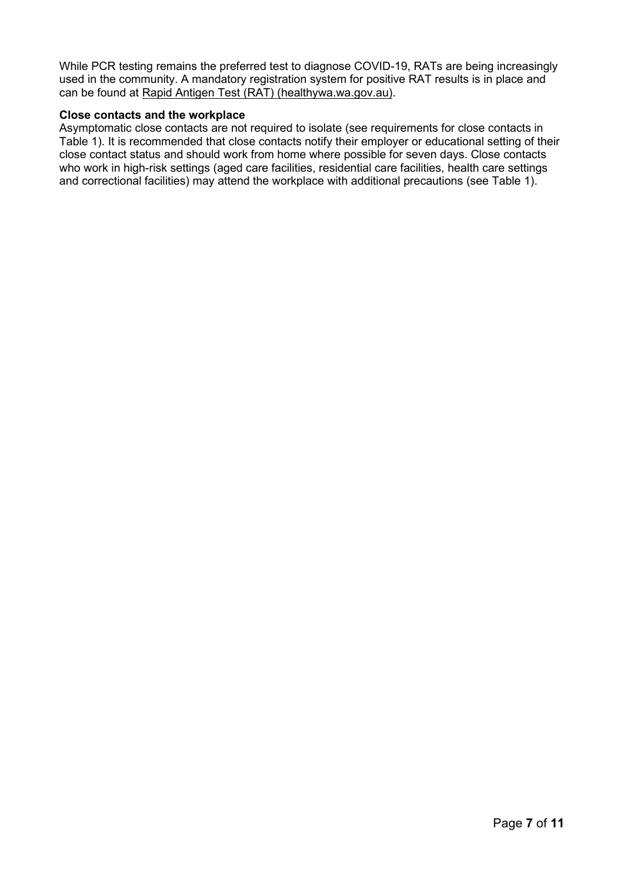While PCR testing remains the preferred test to diagnose COVID-19, RATs are being increasingly used in the community. A mandatory registration system for positive RAT results is in place and can be found at [Rapid Antigen Test (RAT) (healthywa.wa.gov.au)](healthywa.wa.gov.au).

**Close contacts and the workplace**

Asymptomatic close contacts are not required to isolate (see requirements for close contacts in Table 1). It is recommended that close contacts notify their employer or educational setting of their close contact status and should work from home where possible for seven days. Close contacts who work in high-risk settings (aged care facilities, residential care facilities, health care settings and correctional facilities) may attend the workplace with additional precautions (see Table 1).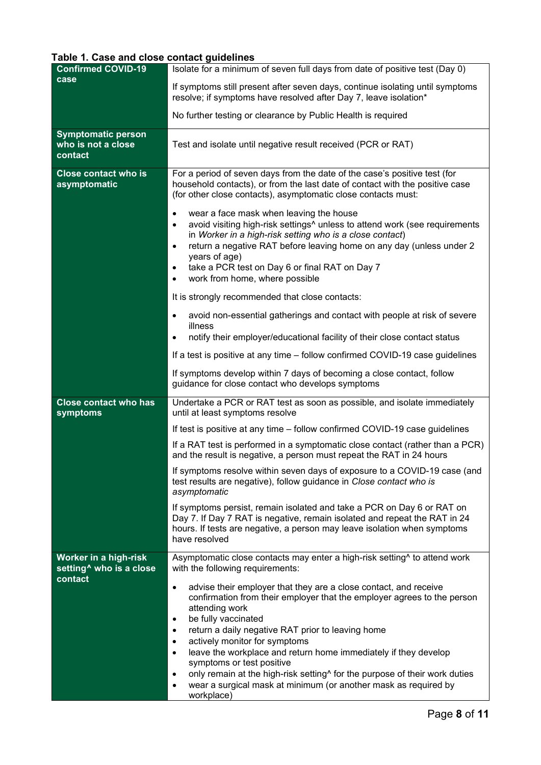**Table 1. Case and close contact guidelines**

| | |
|---|---|
| **Confirmed COVID-19 case** | Isolate for a minimum of seven full days from date of positive test (Day 0)<br><br>If symptoms still present after seven days, continue isolating until symptoms resolve; if symptoms have resolved after Day 7, leave isolation*<br><br>No further testing or clearance by Public Health is required |
| **Symptomatic person who is not a close contact** | Test and isolate until negative result received (PCR or RAT) |
| **Close contact who is asymptomatic** | For a period of seven days from the date of the case's positive test (for household contacts), or from the last date of contact with the positive case (for other close contacts), asymptomatic close contacts must:<br><br>• wear a face mask when leaving the house<br>• avoid visiting high-risk settings^ unless to attend work (see requirements in *Worker in a high-risk setting who is a close contact*)<br>• return a negative RAT before leaving home on any day (unless under 2 years of age)<br>• take a PCR test on Day 6 or final RAT on Day 7<br>• work from home, where possible<br><br>It is strongly recommended that close contacts:<br><br>• avoid non-essential gatherings and contact with people at risk of severe illness<br>• notify their employer/educational facility of their close contact status<br><br>If a test is positive at any time – follow confirmed COVID-19 case guidelines<br><br>If symptoms develop within 7 days of becoming a close contact, follow guidance for close contact who develops symptoms |
| **Close contact who has symptoms** | Undertake a PCR or RAT test as soon as possible, and isolate immediately until at least symptoms resolve<br><br>If test is positive at any time – follow confirmed COVID-19 case guidelines<br><br>If a RAT test is performed in a symptomatic close contact (rather than a PCR) and the result is negative, a person must repeat the RAT in 24 hours<br><br>If symptoms resolve within seven days of exposure to a COVID-19 case (and test results are negative), follow guidance in *Close contact who is asymptomatic*<br><br>If symptoms persist, remain isolated and take a PCR on Day 6 or RAT on Day 7. If Day 7 RAT is negative, remain isolated and repeat the RAT in 24 hours. If tests are negative, a person may leave isolation when symptoms have resolved |
| **Worker in a high-risk setting^ who is a close contact** | Asymptomatic close contacts may enter a high-risk setting^ to attend work with the following requirements:<br><br>• advise their employer that they are a close contact, and receive confirmation from their employer that the employer agrees to the person attending work<br>• be fully vaccinated<br>• return a daily negative RAT prior to leaving home<br>• actively monitor for symptoms<br>• leave the workplace and return home immediately if they develop symptoms or test positive<br>• only remain at the high-risk setting^ for the purpose of their work duties<br>• wear a surgical mask at minimum (or another mask as required by workplace) |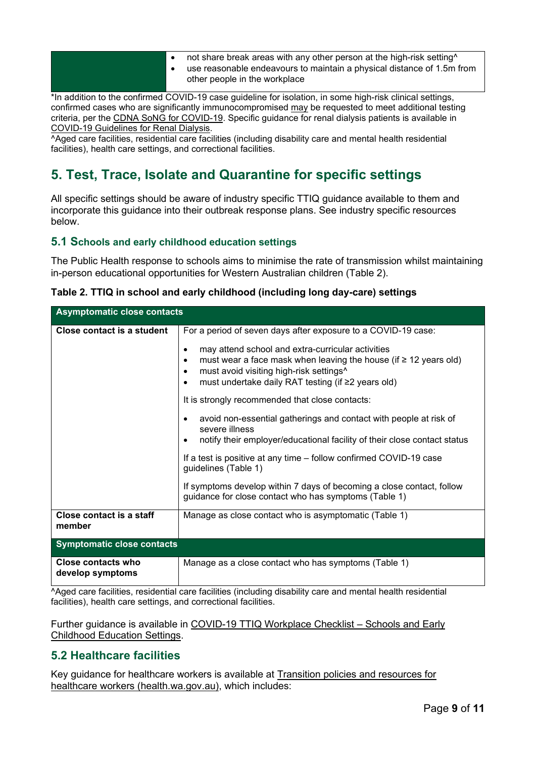| | |
|---|---|
| | • not share break areas with any other person at the high-risk setting^<br>• use reasonable endeavours to maintain a physical distance of 1.5m from other people in the workplace |

*In addition to the confirmed COVID-19 case guideline for isolation, in some high-risk clinical settings, confirmed cases who are significantly immunocompromised may be requested to meet additional testing criteria, per the CDNA SoNG for COVID-19. Specific guidance for renal dialysis patients is available in COVID-19 Guidelines for Renal Dialysis.

^Aged care facilities, residential care facilities (including disability care and mental health residential facilities), health care settings, and correctional facilities.

# 5. Test, Trace, Isolate and Quarantine for specific settings

All specific settings should be aware of industry specific TTIQ guidance available to them and incorporate this guidance into their outbreak response plans. See industry specific resources below.

## 5.1 Schools and early childhood education settings

The Public Health response to schools aims to minimise the rate of transmission whilst maintaining in-person educational opportunities for Western Australian children (Table 2).

**Table 2. TTIQ in school and early childhood (including long day-care) settings**

| **Asymptomatic close contacts** | |
|---|---|
| **Close contact is a student** | For a period of seven days after exposure to a COVID-19 case:<br><br>• may attend school and extra-curricular activities<br>• must wear a face mask when leaving the house (if ≥ 12 years old)<br>• must avoid visiting high-risk settings^<br>• must undertake daily RAT testing (if ≥2 years old)<br><br>It is strongly recommended that close contacts:<br><br>• avoid non-essential gatherings and contact with people at risk of severe illness<br>• notify their employer/educational facility of their close contact status<br><br>If a test is positive at any time – follow confirmed COVID-19 case guidelines (Table 1)<br><br>If symptoms develop within 7 days of becoming a close contact, follow guidance for close contact who has symptoms (Table 1) |
| **Close contact is a staff member** | Manage as close contact who is asymptomatic (Table 1) |
| **Symptomatic close contacts** | |
| **Close contacts who develop symptoms** | Manage as a close contact who has symptoms (Table 1) |

^Aged care facilities, residential care facilities (including disability care and mental health residential facilities), health care settings, and correctional facilities.

Further guidance is available in COVID-19 TTIQ Workplace Checklist – Schools and Early Childhood Education Settings.

## 5.2 Healthcare facilities

Key guidance for healthcare workers is available at Transition policies and resources for healthcare workers (health.wa.gov.au), which includes: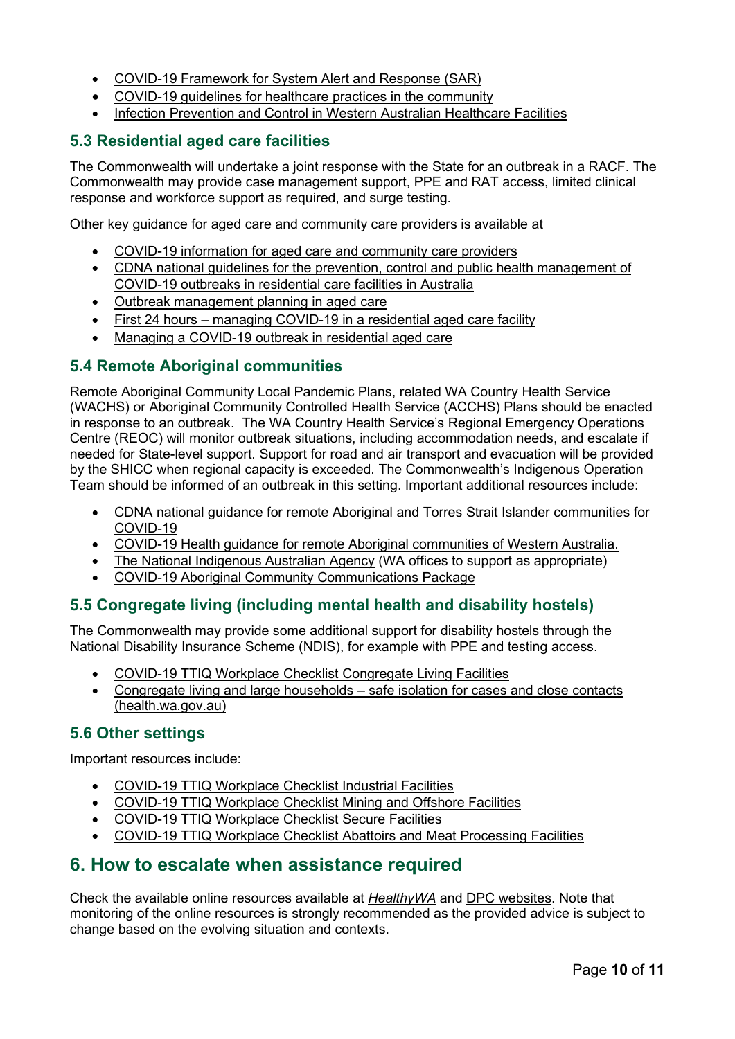- COVID-19 Framework for System Alert and Response (SAR)
- COVID-19 guidelines for healthcare practices in the community
- Infection Prevention and Control in Western Australian Healthcare Facilities

### 5.3 Residential aged care facilities

The Commonwealth will undertake a joint response with the State for an outbreak in a RACF. The Commonwealth may provide case management support, PPE and RAT access, limited clinical response and workforce support as required, and surge testing.

Other key guidance for aged care and community care providers is available at

- COVID-19 information for aged care and community care providers
- CDNA national guidelines for the prevention, control and public health management of COVID-19 outbreaks in residential care facilities in Australia
- Outbreak management planning in aged care
- First 24 hours – managing COVID-19 in a residential aged care facility
- Managing a COVID-19 outbreak in residential aged care

### 5.4 Remote Aboriginal communities

Remote Aboriginal Community Local Pandemic Plans, related WA Country Health Service (WACHS) or Aboriginal Community Controlled Health Service (ACCHS) Plans should be enacted in response to an outbreak. The WA Country Health Service's Regional Emergency Operations Centre (REOC) will monitor outbreak situations, including accommodation needs, and escalate if needed for State-level support. Support for road and air transport and evacuation will be provided by the SHICC when regional capacity is exceeded. The Commonwealth's Indigenous Operation Team should be informed of an outbreak in this setting. Important additional resources include:

- CDNA national guidance for remote Aboriginal and Torres Strait Islander communities for COVID-19
- COVID-19 Health guidance for remote Aboriginal communities of Western Australia.
- The National Indigenous Australian Agency (WA offices to support as appropriate)
- COVID-19 Aboriginal Community Communications Package

### 5.5 Congregate living (including mental health and disability hostels)

The Commonwealth may provide some additional support for disability hostels through the National Disability Insurance Scheme (NDIS), for example with PPE and testing access.

- COVID-19 TTIQ Workplace Checklist Congregate Living Facilities
- Congregate living and large households – safe isolation for cases and close contacts (health.wa.gov.au)

### 5.6 Other settings

Important resources include:

- COVID-19 TTIQ Workplace Checklist Industrial Facilities
- COVID-19 TTIQ Workplace Checklist Mining and Offshore Facilities
- COVID-19 TTIQ Workplace Checklist Secure Facilities
- COVID-19 TTIQ Workplace Checklist Abattoirs and Meat Processing Facilities

## 6. How to escalate when assistance required

Check the available online resources available at *HealthyWA* and DPC websites. Note that monitoring of the online resources is strongly recommended as the provided advice is subject to change based on the evolving situation and contexts.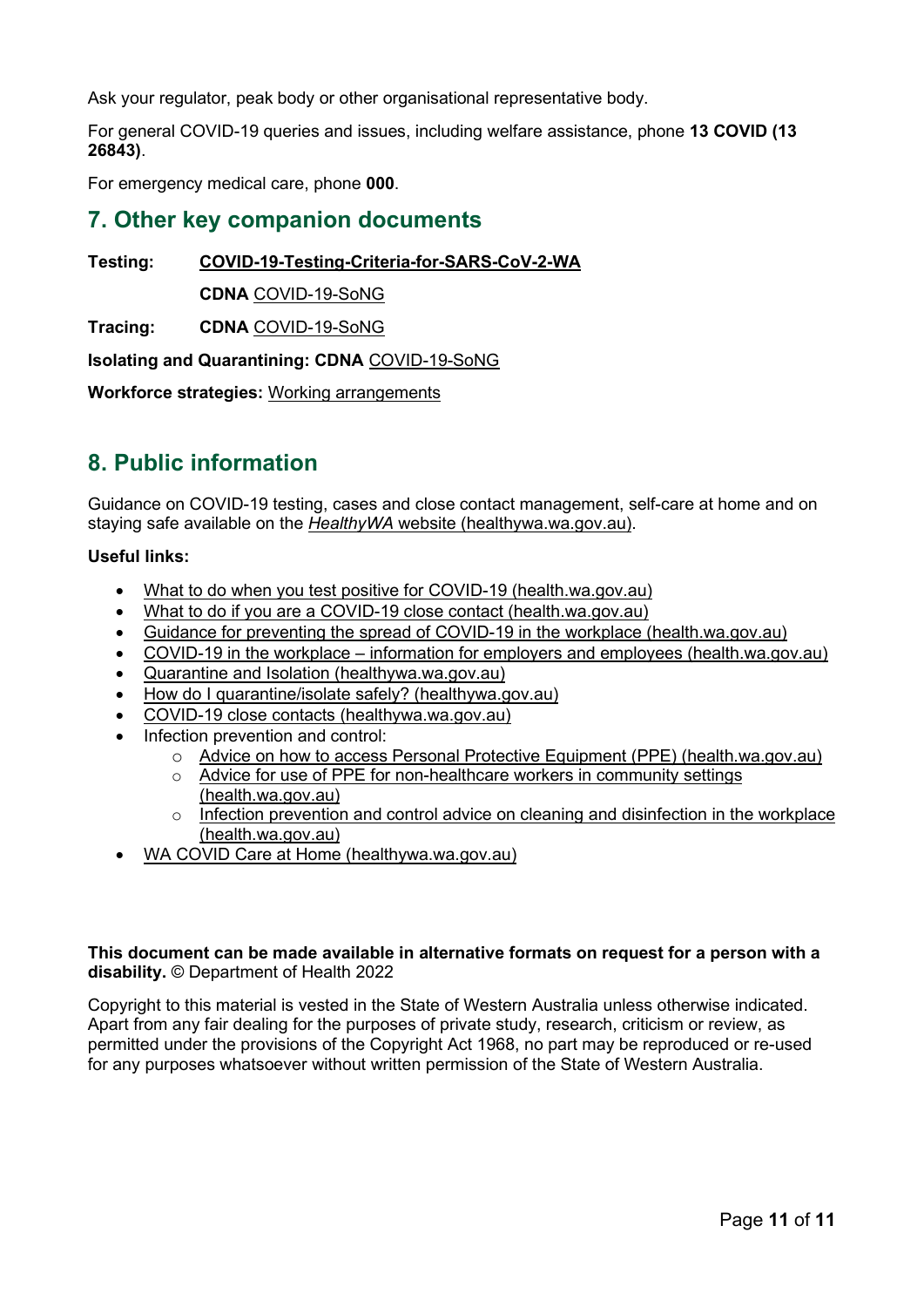Ask your regulator, peak body or other organisational representative body.

For general COVID-19 queries and issues, including welfare assistance, phone **13 COVID (13 26843)**.

For emergency medical care, phone **000**.

## 7. Other key companion documents

**Testing:** **COVID-19-Testing-Criteria-for-SARS-CoV-2-WA**

**CDNA** COVID-19-SoNG

**Tracing:** **CDNA** COVID-19-SoNG

**Isolating and Quarantining: CDNA** COVID-19-SoNG

**Workforce strategies:** Working arrangements

## 8. Public information

Guidance on COVID-19 testing, cases and close contact management, self-care at home and on staying safe available on the *HealthyWA* website (healthywa.wa.gov.au).

**Useful links:**

- What to do when you test positive for COVID-19 (health.wa.gov.au)
- What to do if you are a COVID-19 close contact (health.wa.gov.au)
- Guidance for preventing the spread of COVID-19 in the workplace (health.wa.gov.au)
- COVID-19 in the workplace – information for employers and employees (health.wa.gov.au)
- Quarantine and Isolation (healthywa.wa.gov.au)
- How do I quarantine/isolate safely? (healthywa.gov.au)
- COVID-19 close contacts (healthywa.wa.gov.au)
- Infection prevention and control:
  - Advice on how to access Personal Protective Equipment (PPE) (health.wa.gov.au)
  - Advice for use of PPE for non-healthcare workers in community settings (health.wa.gov.au)
  - Infection prevention and control advice on cleaning and disinfection in the workplace (health.wa.gov.au)
- WA COVID Care at Home (healthywa.wa.gov.au)

**This document can be made available in alternative formats on request for a person with a disability.** © Department of Health 2022

Copyright to this material is vested in the State of Western Australia unless otherwise indicated. Apart from any fair dealing for the purposes of private study, research, criticism or review, as permitted under the provisions of the Copyright Act 1968, no part may be reproduced or re-used for any purposes whatsoever without written permission of the State of Western Australia.